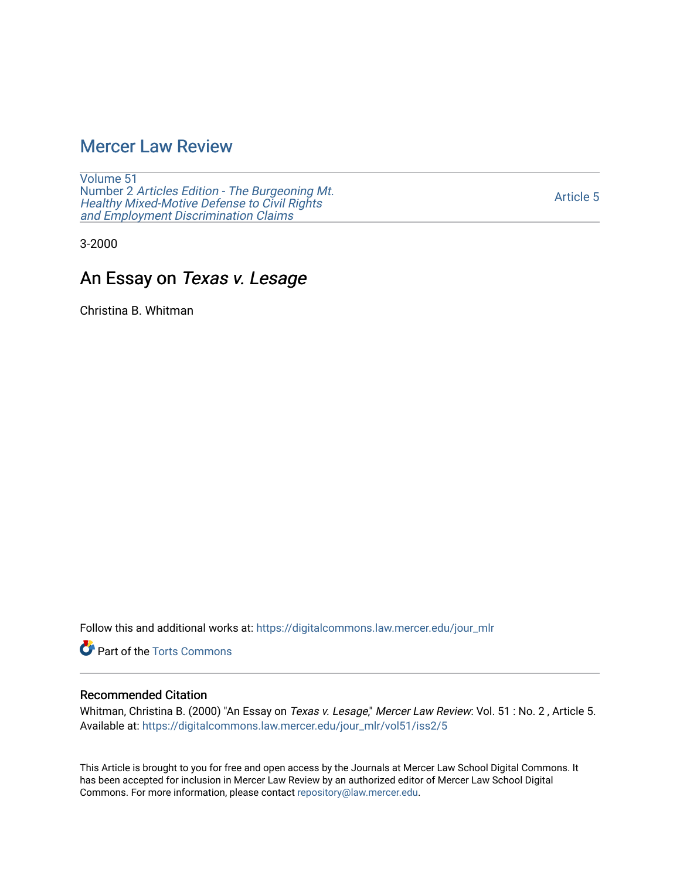# Mercer Law Review

Volume 51
Number 2 *Articles Edition - The Burgeoning Mt. Healthy Mixed-Motive Defense to Civil Rights and Employment Discrimination Claims*

Article 5

3-2000

## An Essay on *Texas v. Lesage*

Christina B. Whitman

Follow this and additional works at: https://digitalcommons.law.mercer.edu/jour_mlr

Part of the Torts Commons

### Recommended Citation

Whitman, Christina B. (2000) "An Essay on *Texas v. Lesage*," *Mercer Law Review*: Vol. 51 : No. 2 , Article 5.
Available at: https://digitalcommons.law.mercer.edu/jour_mlr/vol51/iss2/5

This Article is brought to you for free and open access by the Journals at Mercer Law School Digital Commons. It has been accepted for inclusion in Mercer Law Review by an authorized editor of Mercer Law School Digital Commons. For more information, please contact repository@law.mercer.edu.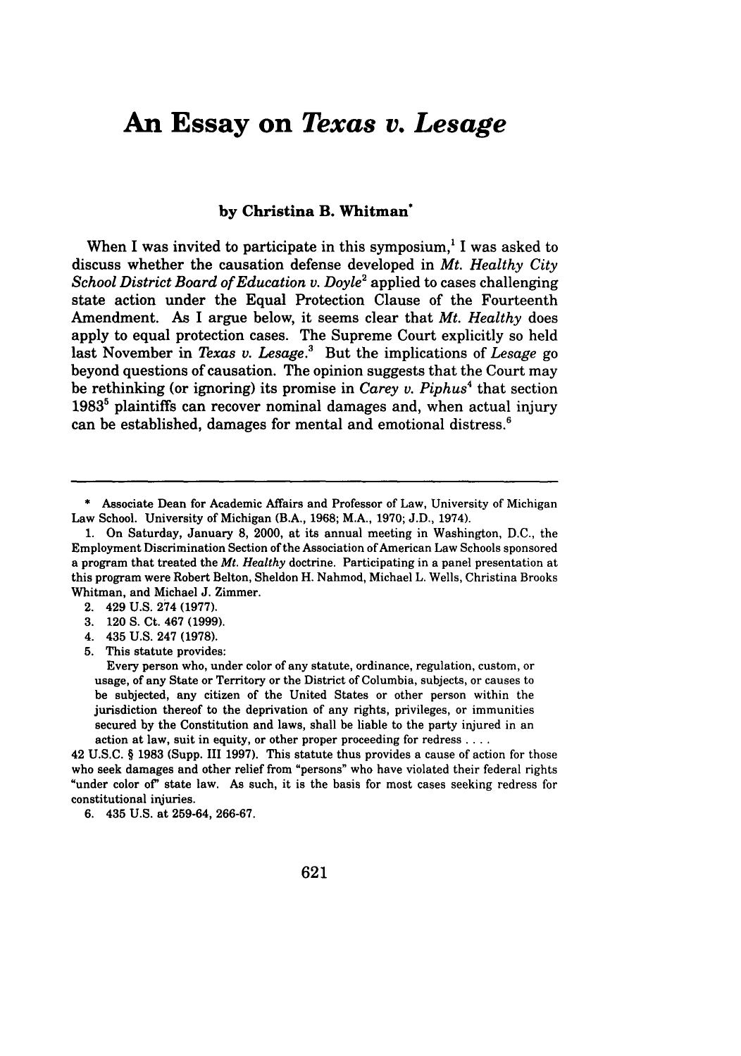# An Essay on *Texas v. Lesage*

**by Christina B. Whitman***

When I was invited to participate in this symposium,[1] I was asked to discuss whether the causation defense developed in *Mt. Healthy City School District Board of Education v. Doyle*[2] applied to cases challenging state action under the Equal Protection Clause of the Fourteenth Amendment. As I argue below, it seems clear that *Mt. Healthy* does apply to equal protection cases. The Supreme Court explicitly so held last November in *Texas v. Lesage*.[3] But the implications of *Lesage* go beyond questions of causation. The opinion suggests that the Court may be rethinking (or ignoring) its promise in *Carey v. Piphus*[4] that section 1983[5] plaintiffs can recover nominal damages and, when actual injury can be established, damages for mental and emotional distress.[6]

---

\* Associate Dean for Academic Affairs and Professor of Law, University of Michigan Law School. University of Michigan (B.A., 1968; M.A., 1970; J.D., 1974).

1. On Saturday, January 8, 2000, at its annual meeting in Washington, D.C., the Employment Discrimination Section of the Association of American Law Schools sponsored a program that treated the *Mt. Healthy* doctrine. Participating in a panel presentation at this program were Robert Belton, Sheldon H. Nahmod, Michael L. Wells, Christina Brooks Whitman, and Michael J. Zimmer.

2. 429 U.S. 274 (1977).

3. 120 S. Ct. 467 (1999).

4. 435 U.S. 247 (1978).

5. This statute provides:

> Every person who, under color of any statute, ordinance, regulation, custom, or usage, of any State or Territory or the District of Columbia, subjects, or causes to be subjected, any citizen of the United States or other person within the jurisdiction thereof to the deprivation of any rights, privileges, or immunities secured by the Constitution and laws, shall be liable to the party injured in an action at law, suit in equity, or other proper proceeding for redress . . . .

42 U.S.C. § 1983 (Supp. III 1997). This statute thus provides a cause of action for those who seek damages and other relief from "persons" who have violated their federal rights "under color of" state law. As such, it is the basis for most cases seeking redress for constitutional injuries.

6. 435 U.S. at 259-64, 266-67.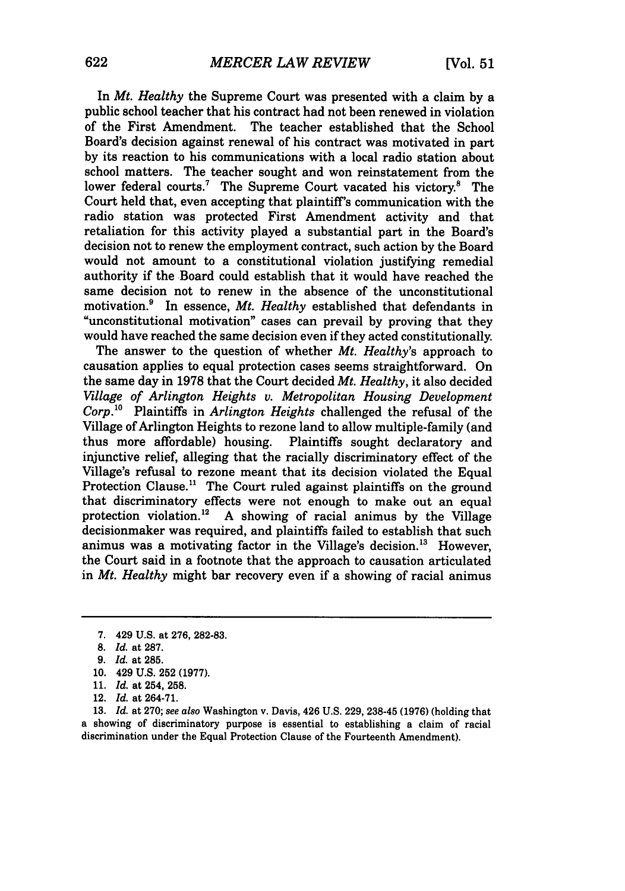In *Mt. Healthy* the Supreme Court was presented with a claim by a public school teacher that his contract had not been renewed in violation of the First Amendment. The teacher established that the School Board's decision against renewal of his contract was motivated in part by its reaction to his communications with a local radio station about school matters. The teacher sought and won reinstatement from the lower federal courts.[7] The Supreme Court vacated his victory.[8] The Court held that, even accepting that plaintiff's communication with the radio station was protected First Amendment activity and that retaliation for this activity played a substantial part in the Board's decision not to renew the employment contract, such action by the Board would not amount to a constitutional violation justifying remedial authority if the Board could establish that it would have reached the same decision not to renew in the absence of the unconstitutional motivation.[9] In essence, *Mt. Healthy* established that defendants in "unconstitutional motivation" cases can prevail by proving that they would have reached the same decision even if they acted constitutionally.

The answer to the question of whether *Mt. Healthy*'s approach to causation applies to equal protection cases seems straightforward. On the same day in 1978 that the Court decided *Mt. Healthy*, it also decided *Village of Arlington Heights v. Metropolitan Housing Development Corp.*[10] Plaintiffs in *Arlington Heights* challenged the refusal of the Village of Arlington Heights to rezone land to allow multiple-family (and thus more affordable) housing. Plaintiffs sought declaratory and injunctive relief, alleging that the racially discriminatory effect of the Village's refusal to rezone meant that its decision violated the Equal Protection Clause.[11] The Court ruled against plaintiffs on the ground that discriminatory effects were not enough to make out an equal protection violation.[12] A showing of racial animus by the Village decisionmaker was required, and plaintiffs failed to establish that such animus was a motivating factor in the Village's decision.[13] However, the Court said in a footnote that the approach to causation articulated in *Mt. Healthy* might bar recovery even if a showing of racial animus

---

7. 429 U.S. at 276, 282-83.

8. *Id.* at 287.

9. *Id.* at 285.

10. 429 U.S. 252 (1977).

11. *Id.* at 254, 258.

12. *Id.* at 264-71.

13. *Id.* at 270; *see also* Washington v. Davis, 426 U.S. 229, 238-45 (1976) (holding that a showing of discriminatory purpose is essential to establishing a claim of racial discrimination under the Equal Protection Clause of the Fourteenth Amendment).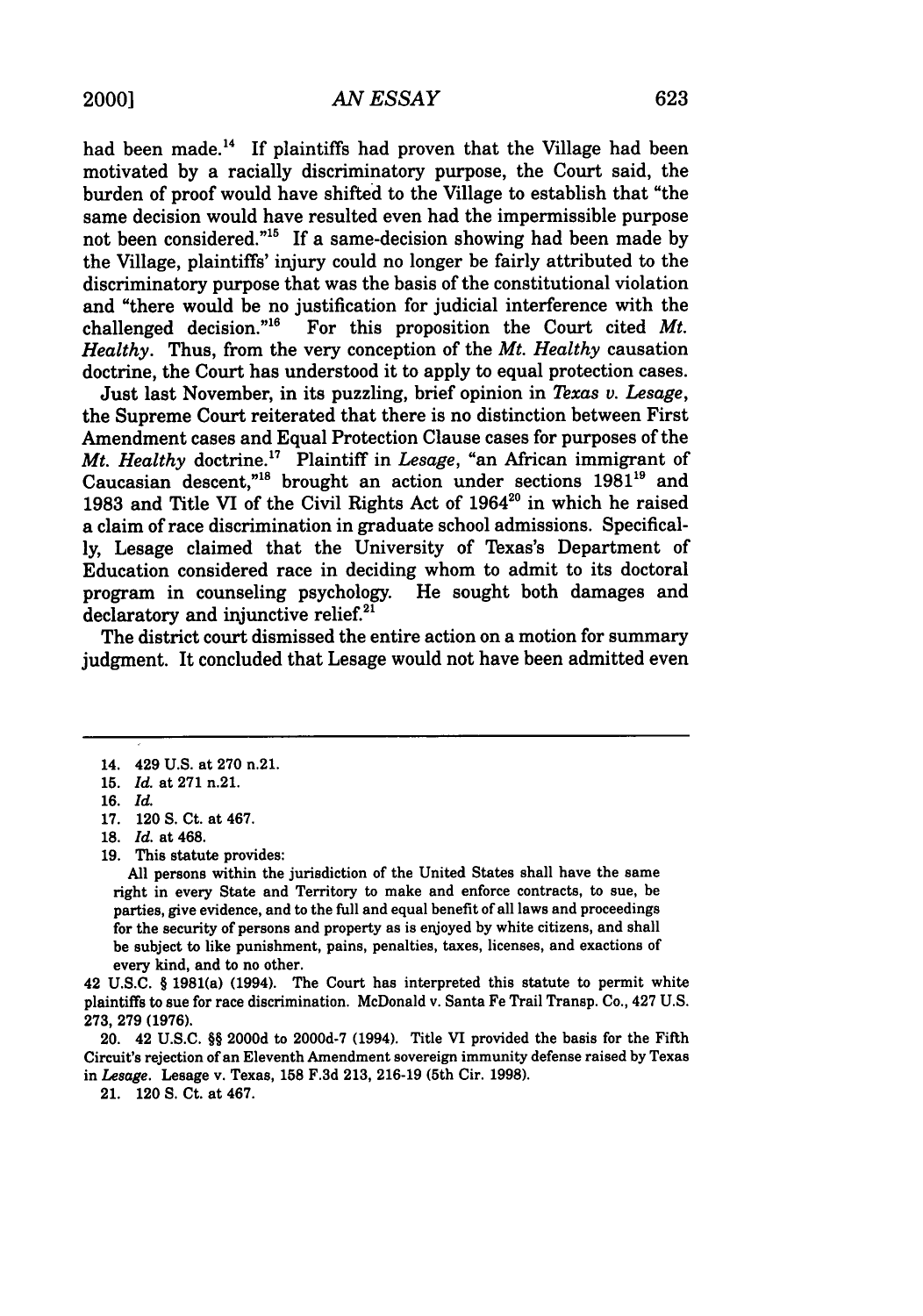had been made.[14] If plaintiffs had proven that the Village had been motivated by a racially discriminatory purpose, the Court said, the burden of proof would have shifted to the Village to establish that "the same decision would have resulted even had the impermissible purpose not been considered."[15] If a same-decision showing had been made by the Village, plaintiffs' injury could no longer be fairly attributed to the discriminatory purpose that was the basis of the constitutional violation and "there would be no justification for judicial interference with the challenged decision."[16] For this proposition the Court cited *Mt. Healthy*. Thus, from the very conception of the *Mt. Healthy* causation doctrine, the Court has understood it to apply to equal protection cases.

Just last November, in its puzzling, brief opinion in *Texas v. Lesage*, the Supreme Court reiterated that there is no distinction between First Amendment cases and Equal Protection Clause cases for purposes of the *Mt. Healthy* doctrine.[17] Plaintiff in *Lesage*, "an African immigrant of Caucasian descent,"[18] brought an action under sections 1981[19] and 1983 and Title VI of the Civil Rights Act of 1964[20] in which he raised a claim of race discrimination in graduate school admissions. Specifically, Lesage claimed that the University of Texas's Department of Education considered race in deciding whom to admit to its doctoral program in counseling psychology. He sought both damages and declaratory and injunctive relief.[21]

The district court dismissed the entire action on a motion for summary judgment. It concluded that Lesage would not have been admitted even

---

14. 429 U.S. at 270 n.21.

15. *Id.* at 271 n.21.

16. *Id.*

17. 120 S. Ct. at 467.

18. *Id.* at 468.

19. This statute provides:

> All persons within the jurisdiction of the United States shall have the same right in every State and Territory to make and enforce contracts, to sue, be parties, give evidence, and to the full and equal benefit of all laws and proceedings for the security of persons and property as is enjoyed by white citizens, and shall be subject to like punishment, pains, penalties, taxes, licenses, and exactions of every kind, and to no other.

42 U.S.C. § 1981(a) (1994). The Court has interpreted this statute to permit white plaintiffs to sue for race discrimination. McDonald v. Santa Fe Trail Transp. Co., 427 U.S. 273, 279 (1976).

20. 42 U.S.C. §§ 2000d to 2000d-7 (1994). Title VI provided the basis for the Fifth Circuit's rejection of an Eleventh Amendment sovereign immunity defense raised by Texas in *Lesage*. Lesage v. Texas, 158 F.3d 213, 216-19 (5th Cir. 1998).

21. 120 S. Ct. at 467.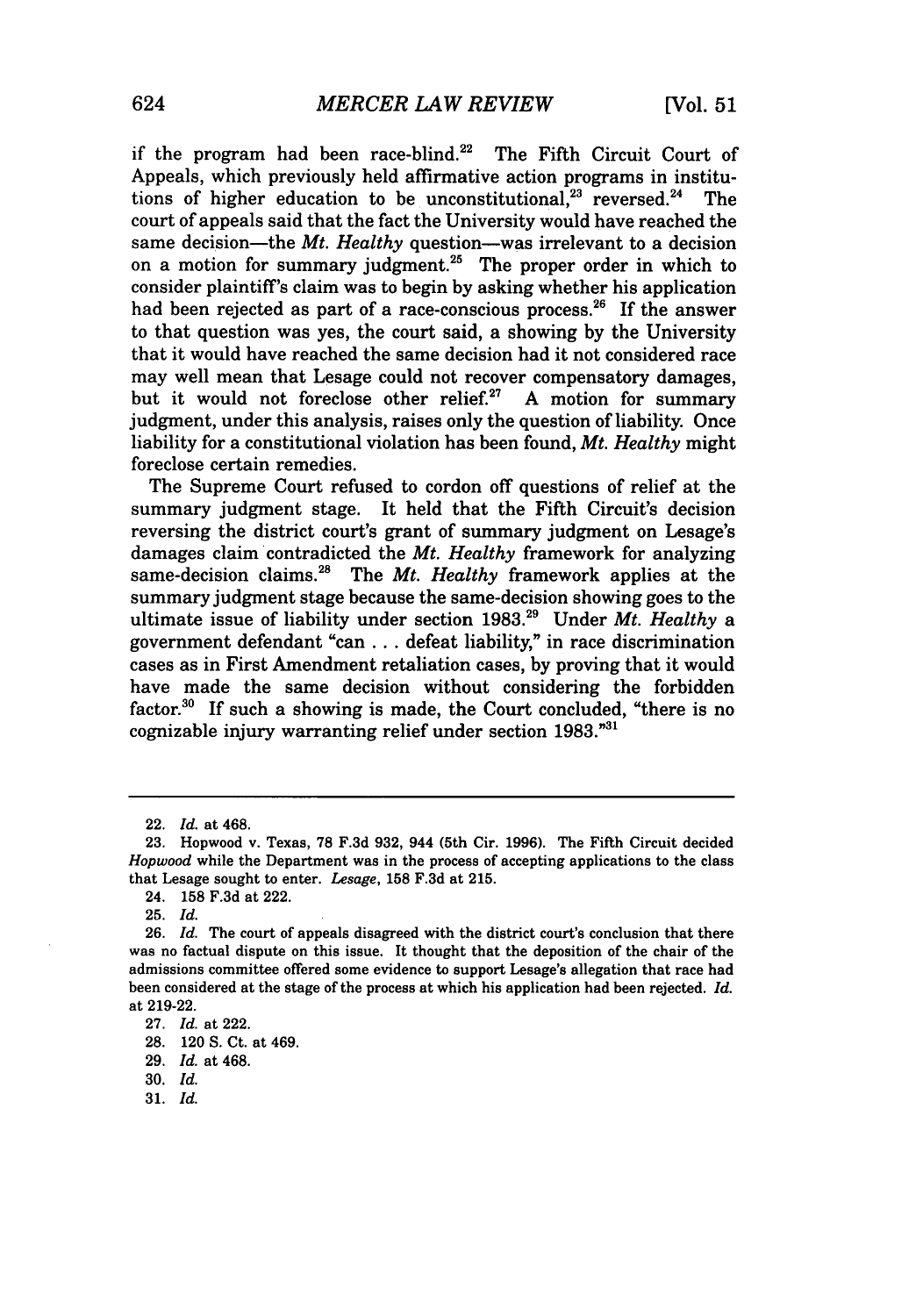if the program had been race-blind.[22] The Fifth Circuit Court of Appeals, which previously held affirmative action programs in institutions of higher education to be unconstitutional,[23] reversed.[24] The court of appeals said that the fact the University would have reached the same decision—the *Mt. Healthy* question—was irrelevant to a decision on a motion for summary judgment.[25] The proper order in which to consider plaintiff's claim was to begin by asking whether his application had been rejected as part of a race-conscious process.[26] If the answer to that question was yes, the court said, a showing by the University that it would have reached the same decision had it not considered race may well mean that Lesage could not recover compensatory damages, but it would not foreclose other relief.[27] A motion for summary judgment, under this analysis, raises only the question of liability. Once liability for a constitutional violation has been found, *Mt. Healthy* might foreclose certain remedies.

The Supreme Court refused to cordon off questions of relief at the summary judgment stage. It held that the Fifth Circuit's decision reversing the district court's grant of summary judgment on Lesage's damages claim contradicted the *Mt. Healthy* framework for analyzing same-decision claims.[28] The *Mt. Healthy* framework applies at the summary judgment stage because the same-decision showing goes to the ultimate issue of liability under section 1983.[29] Under *Mt. Healthy* a government defendant "can . . . defeat liability," in race discrimination cases as in First Amendment retaliation cases, by proving that it would have made the same decision without considering the forbidden factor.[30] If such a showing is made, the Court concluded, "there is no cognizable injury warranting relief under section 1983."[31]

---

22. *Id.* at 468.

23. Hopwood v. Texas, 78 F.3d 932, 944 (5th Cir. 1996). The Fifth Circuit decided *Hopwood* while the Department was in the process of accepting applications to the class that Lesage sought to enter. *Lesage*, 158 F.3d at 215.

24. 158 F.3d at 222.

25. *Id.*

26. *Id.* The court of appeals disagreed with the district court's conclusion that there was no factual dispute on this issue. It thought that the deposition of the chair of the admissions committee offered some evidence to support Lesage's allegation that race had been considered at the stage of the process at which his application had been rejected. *Id.* at 219-22.

27. *Id.* at 222.

28. 120 S. Ct. at 469.

29. *Id.* at 468.

30. *Id.*

31. *Id.*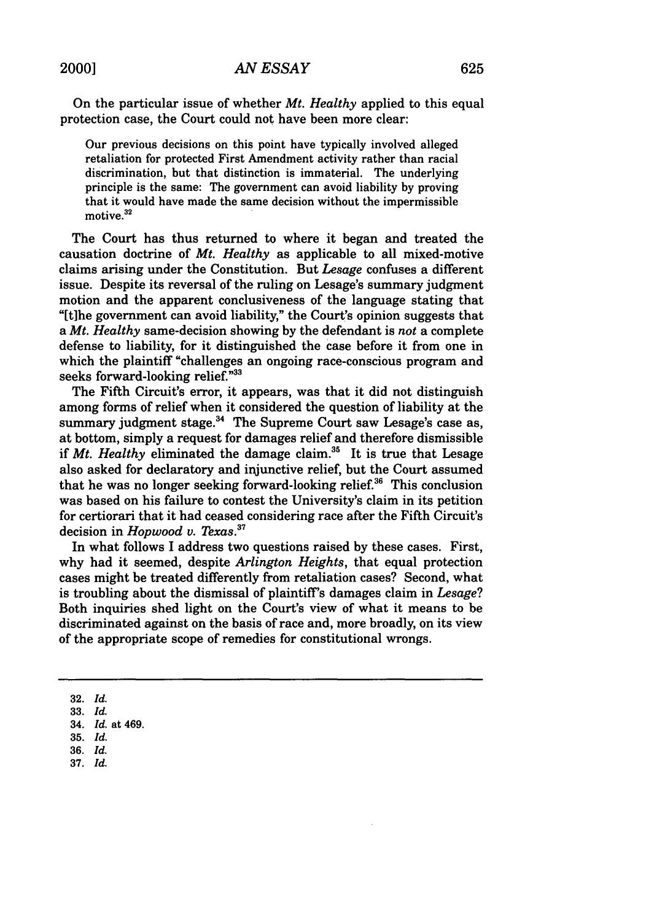On the particular issue of whether *Mt. Healthy* applied to this equal protection case, the Court could not have been more clear:

> Our previous decisions on this point have typically involved alleged retaliation for protected First Amendment activity rather than racial discrimination, but that distinction is immaterial. The underlying principle is the same: The government can avoid liability by proving that it would have made the same decision without the impermissible motive.[32]

The Court has thus returned to where it began and treated the causation doctrine of *Mt. Healthy* as applicable to all mixed-motive claims arising under the Constitution. But *Lesage* confuses a different issue. Despite its reversal of the ruling on Lesage's summary judgment motion and the apparent conclusiveness of the language stating that "[t]he government can avoid liability," the Court's opinion suggests that a *Mt. Healthy* same-decision showing by the defendant is *not* a complete defense to liability, for it distinguished the case before it from one in which the plaintiff "challenges an ongoing race-conscious program and seeks forward-looking relief."[33]

The Fifth Circuit's error, it appears, was that it did not distinguish among forms of relief when it considered the question of liability at the summary judgment stage.[34] The Supreme Court saw Lesage's case as, at bottom, simply a request for damages relief and therefore dismissible if *Mt. Healthy* eliminated the damage claim.[35] It is true that Lesage also asked for declaratory and injunctive relief, but the Court assumed that he was no longer seeking forward-looking relief.[36] This conclusion was based on his failure to contest the University's claim in its petition for certiorari that it had ceased considering race after the Fifth Circuit's decision in *Hopwood v. Texas*.[37]

In what follows I address two questions raised by these cases. First, why had it seemed, despite *Arlington Heights*, that equal protection cases might be treated differently from retaliation cases? Second, what is troubling about the dismissal of plaintiff's damages claim in *Lesage*? Both inquiries shed light on the Court's view of what it means to be discriminated against on the basis of race and, more broadly, on its view of the appropriate scope of remedies for constitutional wrongs.

---

32. *Id.*
33. *Id.*
34. *Id.* at 469.
35. *Id.*
36. *Id.*
37. *Id.*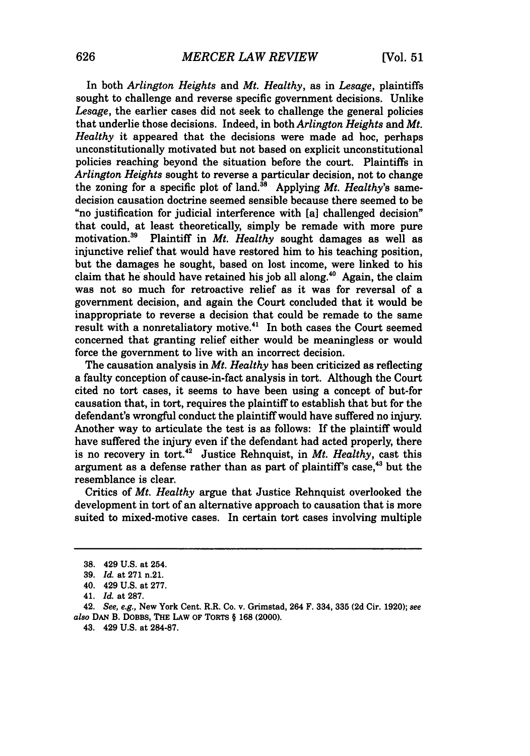In both *Arlington Heights* and *Mt. Healthy*, as in *Lesage*, plaintiffs sought to challenge and reverse specific government decisions. Unlike *Lesage*, the earlier cases did not seek to challenge the general policies that underlie those decisions. Indeed, in both *Arlington Heights* and *Mt. Healthy* it appeared that the decisions were made ad hoc, perhaps unconstitutionally motivated but not based on explicit unconstitutional policies reaching beyond the situation before the court. Plaintiffs in *Arlington Heights* sought to reverse a particular decision, not to change the zoning for a specific plot of land.[38] Applying *Mt. Healthy*'s same-decision causation doctrine seemed sensible because there seemed to be "no justification for judicial interference with [a] challenged decision" that could, at least theoretically, simply be remade with more pure motivation.[39] Plaintiff in *Mt. Healthy* sought damages as well as injunctive relief that would have restored him to his teaching position, but the damages he sought, based on lost income, were linked to his claim that he should have retained his job all along.[40] Again, the claim was not so much for retroactive relief as it was for reversal of a government decision, and again the Court concluded that it would be inappropriate to reverse a decision that could be remade to the same result with a nonretaliatory motive.[41] In both cases the Court seemed concerned that granting relief either would be meaningless or would force the government to live with an incorrect decision.

The causation analysis in *Mt. Healthy* has been criticized as reflecting a faulty conception of cause-in-fact analysis in tort. Although the Court cited no tort cases, it seems to have been using a concept of but-for causation that, in tort, requires the plaintiff to establish that but for the defendant's wrongful conduct the plaintiff would have suffered no injury. Another way to articulate the test is as follows: If the plaintiff would have suffered the injury even if the defendant had acted properly, there is no recovery in tort.[42] Justice Rehnquist, in *Mt. Healthy*, cast this argument as a defense rather than as part of plaintiff's case,[43] but the resemblance is clear.

Critics of *Mt. Healthy* argue that Justice Rehnquist overlooked the development in tort of an alternative approach to causation that is more suited to mixed-motive cases. In certain tort cases involving multiple

---

38. 429 U.S. at 254.

39. *Id.* at 271 n.21.

40. 429 U.S. at 277.

41. *Id.* at 287.

42. *See, e.g.*, New York Cent. R.R. Co. v. Grimstad, 264 F. 334, 335 (2d Cir. 1920); *see also* DAN B. DOBBS, THE LAW OF TORTS § 168 (2000).

43. 429 U.S. at 284-87.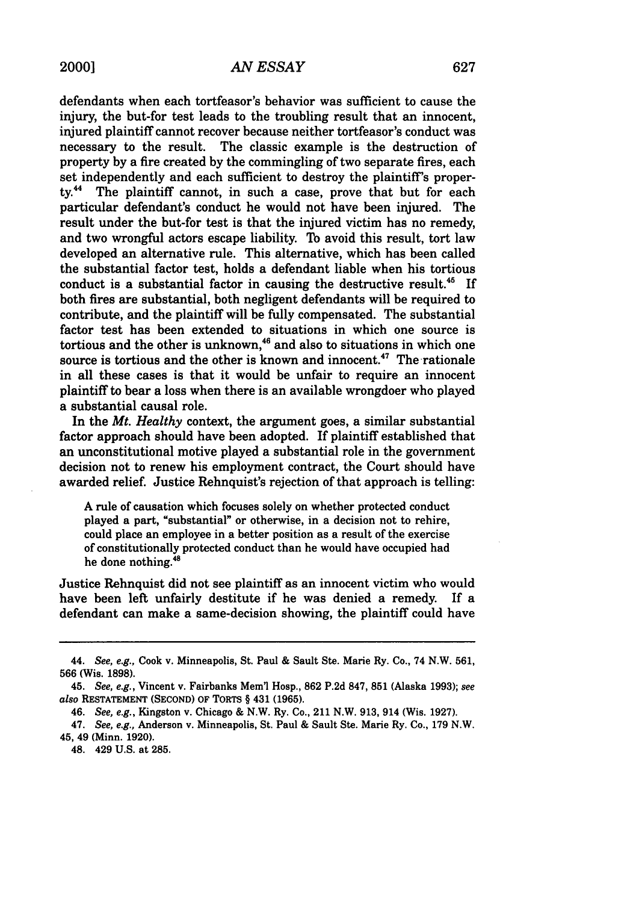defendants when each tortfeasor's behavior was sufficient to cause the injury, the but-for test leads to the troubling result that an innocent, injured plaintiff cannot recover because neither tortfeasor's conduct was necessary to the result. The classic example is the destruction of property by a fire created by the commingling of two separate fires, each set independently and each sufficient to destroy the plaintiff's property.[44] The plaintiff cannot, in such a case, prove that but for each particular defendant's conduct he would not have been injured. The result under the but-for test is that the injured victim has no remedy, and two wrongful actors escape liability. To avoid this result, tort law developed an alternative rule. This alternative, which has been called the substantial factor test, holds a defendant liable when his tortious conduct is a substantial factor in causing the destructive result.[45] If both fires are substantial, both negligent defendants will be required to contribute, and the plaintiff will be fully compensated. The substantial factor test has been extended to situations in which one source is tortious and the other is unknown,[46] and also to situations in which one source is tortious and the other is known and innocent.[47] The rationale in all these cases is that it would be unfair to require an innocent plaintiff to bear a loss when there is an available wrongdoer who played a substantial causal role.

In the *Mt. Healthy* context, the argument goes, a similar substantial factor approach should have been adopted. If plaintiff established that an unconstitutional motive played a substantial role in the government decision not to renew his employment contract, the Court should have awarded relief. Justice Rehnquist's rejection of that approach is telling:

> A rule of causation which focuses solely on whether protected conduct played a part, "substantial" or otherwise, in a decision not to rehire, could place an employee in a better position as a result of the exercise of constitutionally protected conduct than he would have occupied had he done nothing.[48]

Justice Rehnquist did not see plaintiff as an innocent victim who would have been left unfairly destitute if he was denied a remedy. If a defendant can make a same-decision showing, the plaintiff could have

---

44. *See, e.g.*, Cook v. Minneapolis, St. Paul & Sault Ste. Marie Ry. Co., 74 N.W. 561, 566 (Wis. 1898).

45. *See, e.g.*, Vincent v. Fairbanks Mem'l Hosp., 862 P.2d 847, 851 (Alaska 1993); *see also* RESTATEMENT (SECOND) OF TORTS § 431 (1965).

46. *See, e.g.*, Kingston v. Chicago & N.W. Ry. Co., 211 N.W. 913, 914 (Wis. 1927).

47. *See, e.g.*, Anderson v. Minneapolis, St. Paul & Sault Ste. Marie Ry. Co., 179 N.W. 45, 49 (Minn. 1920).

48. 429 U.S. at 285.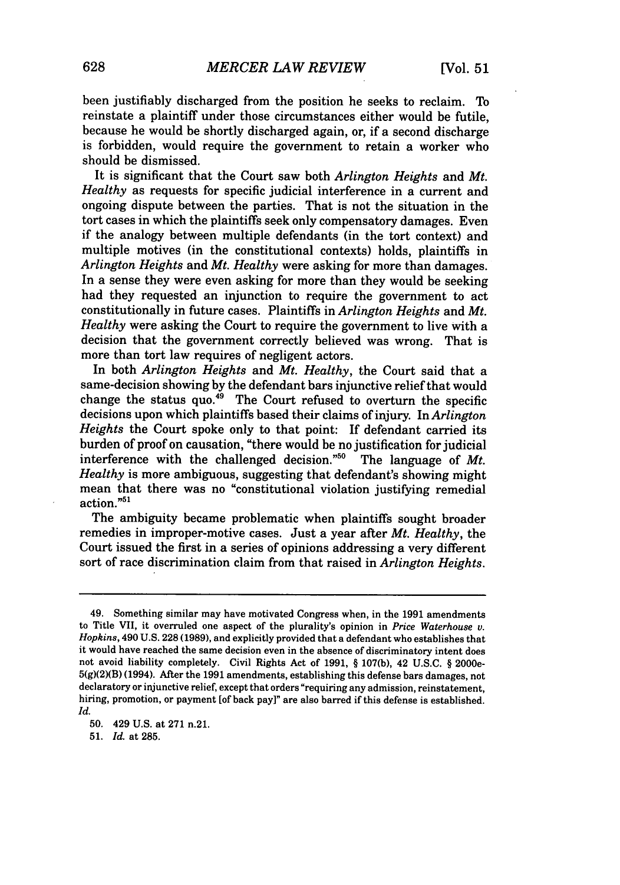been justifiably discharged from the position he seeks to reclaim. To reinstate a plaintiff under those circumstances either would be futile, because he would be shortly discharged again, or, if a second discharge is forbidden, would require the government to retain a worker who should be dismissed.

It is significant that the Court saw both *Arlington Heights* and *Mt. Healthy* as requests for specific judicial interference in a current and ongoing dispute between the parties. That is not the situation in the tort cases in which the plaintiffs seek only compensatory damages. Even if the analogy between multiple defendants (in the tort context) and multiple motives (in the constitutional contexts) holds, plaintiffs in *Arlington Heights* and *Mt. Healthy* were asking for more than damages. In a sense they were even asking for more than they would be seeking had they requested an injunction to require the government to act constitutionally in future cases. Plaintiffs in *Arlington Heights* and *Mt. Healthy* were asking the Court to require the government to live with a decision that the government correctly believed was wrong. That is more than tort law requires of negligent actors.

In both *Arlington Heights* and *Mt. Healthy*, the Court said that a same-decision showing by the defendant bars injunctive relief that would change the status quo.[49] The Court refused to overturn the specific decisions upon which plaintiffs based their claims of injury. In *Arlington Heights* the Court spoke only to that point: If defendant carried its burden of proof on causation, "there would be no justification for judicial interference with the challenged decision."[50] The language of *Mt. Healthy* is more ambiguous, suggesting that defendant's showing might mean that there was no "constitutional violation justifying remedial action."[51]

The ambiguity became problematic when plaintiffs sought broader remedies in improper-motive cases. Just a year after *Mt. Healthy*, the Court issued the first in a series of opinions addressing a very different sort of race discrimination claim from that raised in *Arlington Heights*.

---

49. Something similar may have motivated Congress when, in the 1991 amendments to Title VII, it overruled one aspect of the plurality's opinion in *Price Waterhouse v. Hopkins*, 490 U.S. 228 (1989), and explicitly provided that a defendant who establishes that it would have reached the same decision even in the absence of discriminatory intent does not avoid liability completely. Civil Rights Act of 1991, § 107(b), 42 U.S.C. § 2000e-5(g)(2)(B) (1994). After the 1991 amendments, establishing this defense bars damages, not declaratory or injunctive relief, except that orders "requiring any admission, reinstatement, hiring, promotion, or payment [of back pay]" are also barred if this defense is established. *Id.*

50. 429 U.S. at 271 n.21.

51. *Id.* at 285.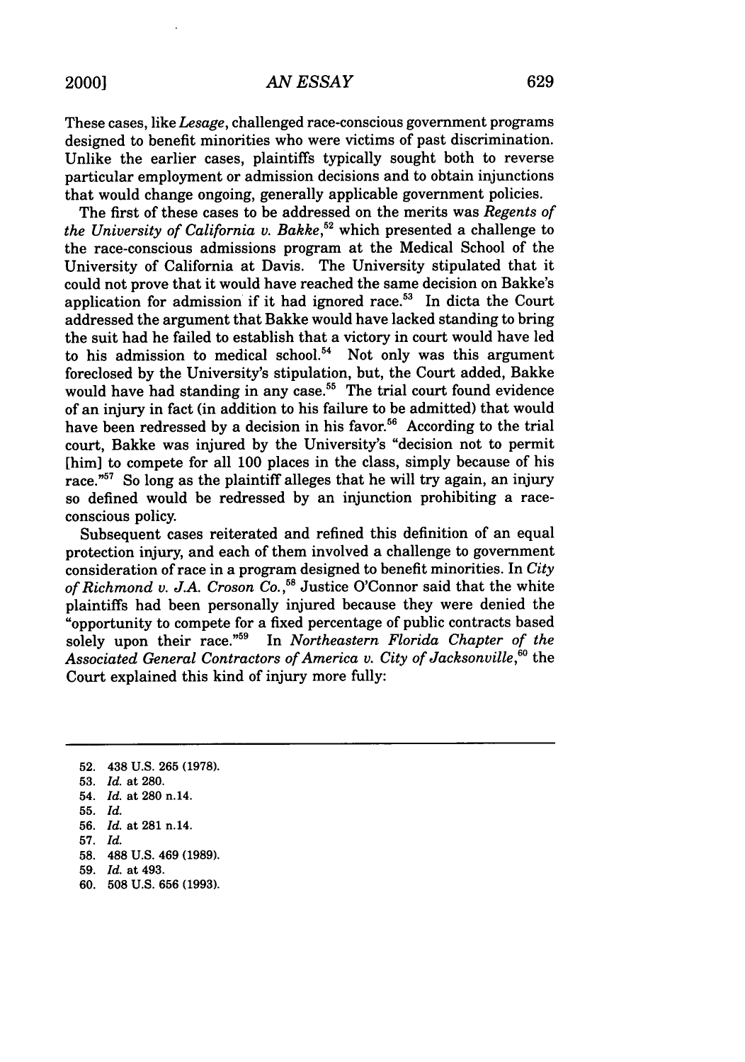These cases, like *Lesage*, challenged race-conscious government programs designed to benefit minorities who were victims of past discrimination. Unlike the earlier cases, plaintiffs typically sought both to reverse particular employment or admission decisions and to obtain injunctions that would change ongoing, generally applicable government policies.

The first of these cases to be addressed on the merits was *Regents of the University of California v. Bakke*,[52] which presented a challenge to the race-conscious admissions program at the Medical School of the University of California at Davis. The University stipulated that it could not prove that it would have reached the same decision on Bakke's application for admission if it had ignored race.[53] In dicta the Court addressed the argument that Bakke would have lacked standing to bring the suit had he failed to establish that a victory in court would have led to his admission to medical school.[54] Not only was this argument foreclosed by the University's stipulation, but, the Court added, Bakke would have had standing in any case.[55] The trial court found evidence of an injury in fact (in addition to his failure to be admitted) that would have been redressed by a decision in his favor.[56] According to the trial court, Bakke was injured by the University's "decision not to permit [him] to compete for all 100 places in the class, simply because of his race."[57] So long as the plaintiff alleges that he will try again, an injury so defined would be redressed by an injunction prohibiting a race-conscious policy.

Subsequent cases reiterated and refined this definition of an equal protection injury, and each of them involved a challenge to government consideration of race in a program designed to benefit minorities. In *City of Richmond v. J.A. Croson Co.*,[58] Justice O'Connor said that the white plaintiffs had been personally injured because they were denied the "opportunity to compete for a fixed percentage of public contracts based solely upon their race."[59] In *Northeastern Florida Chapter of the Associated General Contractors of America v. City of Jacksonville*,[60] the Court explained this kind of injury more fully:

---

52. 438 U.S. 265 (1978).
53. *Id.* at 280.
54. *Id.* at 280 n.14.
55. *Id.*
56. *Id.* at 281 n.14.
57. *Id.*
58. 488 U.S. 469 (1989).
59. *Id.* at 493.
60. 508 U.S. 656 (1993).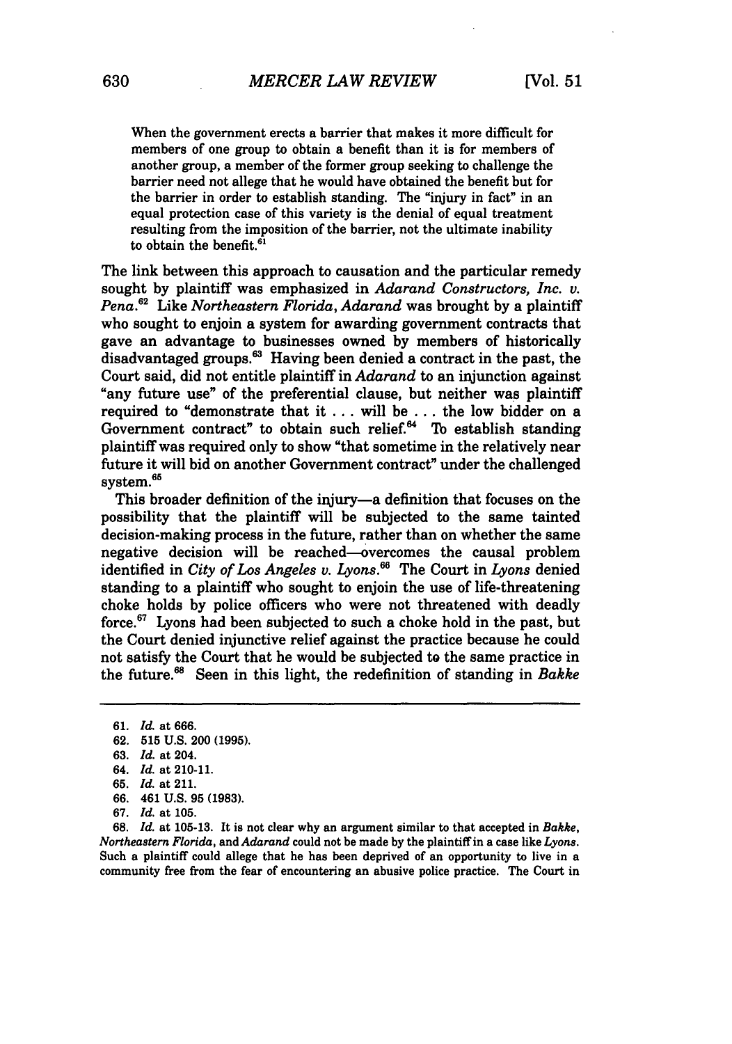> When the government erects a barrier that makes it more difficult for members of one group to obtain a benefit than it is for members of another group, a member of the former group seeking to challenge the barrier need not allege that he would have obtained the benefit but for the barrier in order to establish standing. The "injury in fact" in an equal protection case of this variety is the denial of equal treatment resulting from the imposition of the barrier, not the ultimate inability to obtain the benefit.[61]

The link between this approach to causation and the particular remedy sought by plaintiff was emphasized in *Adarand Constructors, Inc. v. Pena*.[62] Like *Northeastern Florida*, *Adarand* was brought by a plaintiff who sought to enjoin a system for awarding government contracts that gave an advantage to businesses owned by members of historically disadvantaged groups.[63] Having been denied a contract in the past, the Court said, did not entitle plaintiff in *Adarand* to an injunction against "any future use" of the preferential clause, but neither was plaintiff required to "demonstrate that it . . . will be . . . the low bidder on a Government contract" to obtain such relief.[64] To establish standing plaintiff was required only to show "that sometime in the relatively near future it will bid on another Government contract" under the challenged system.[65]

This broader definition of the injury—a definition that focuses on the possibility that the plaintiff will be subjected to the same tainted decision-making process in the future, rather than on whether the same negative decision will be reached—overcomes the causal problem identified in *City of Los Angeles v. Lyons*.[66] The Court in *Lyons* denied standing to a plaintiff who sought to enjoin the use of life-threatening choke holds by police officers who were not threatened with deadly force.[67] Lyons had been subjected to such a choke hold in the past, but the Court denied injunctive relief against the practice because he could not satisfy the Court that he would be subjected to the same practice in the future.[68] Seen in this light, the redefinition of standing in *Bakke*

---

61. *Id.* at 666.
62. 515 U.S. 200 (1995).
63. *Id.* at 204.
64. *Id.* at 210-11.
65. *Id.* at 211.
66. 461 U.S. 95 (1983).
67. *Id.* at 105.
68. *Id.* at 105-13. It is not clear why an argument similar to that accepted in *Bakke*, *Northeastern Florida*, and *Adarand* could not be made by the plaintiff in a case like *Lyons*. Such a plaintiff could allege that he has been deprived of an opportunity to live in a community free from the fear of encountering an abusive police practice. The Court in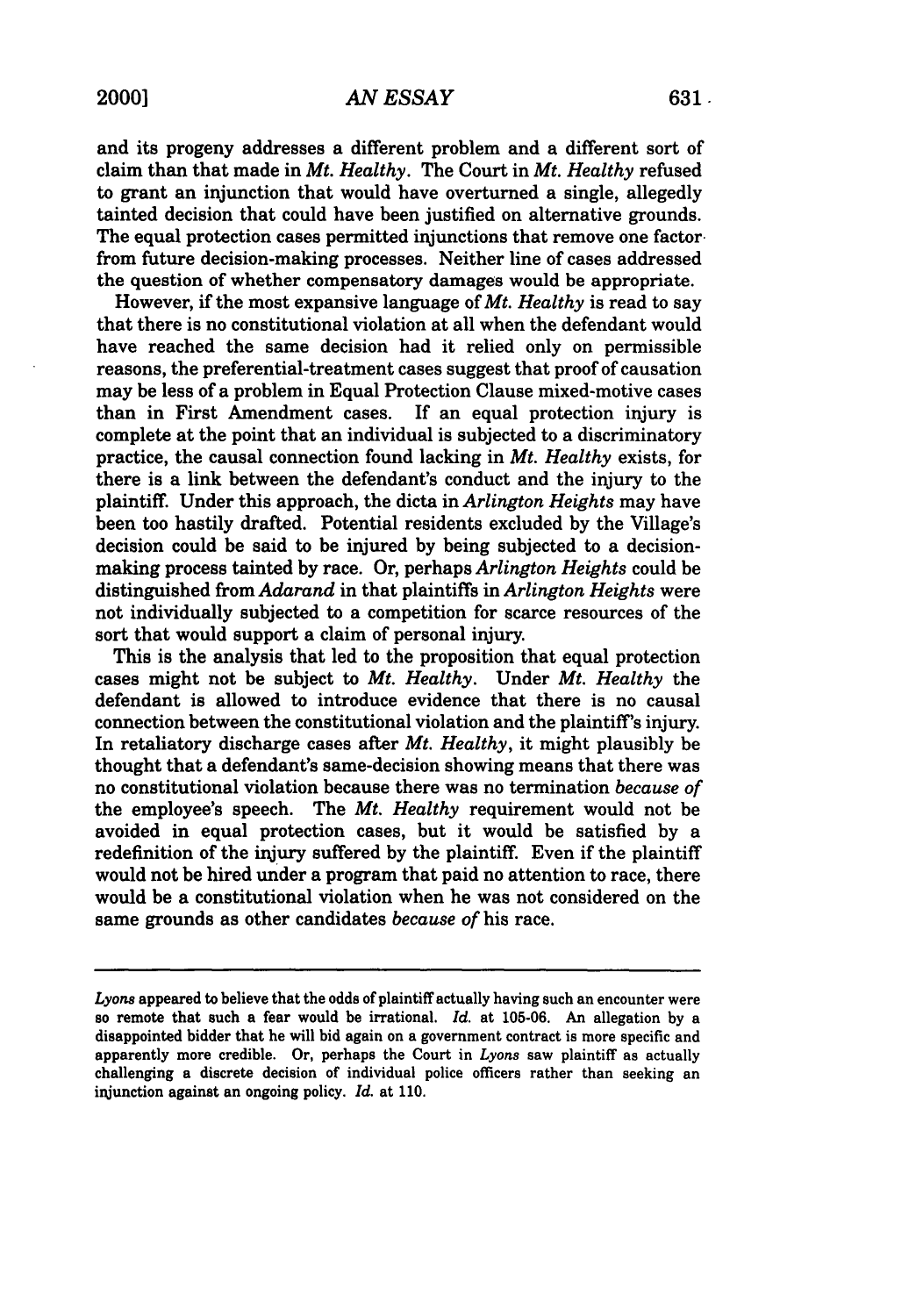and its progeny addresses a different problem and a different sort of claim than that made in *Mt. Healthy*. The Court in *Mt. Healthy* refused to grant an injunction that would have overturned a single, allegedly tainted decision that could have been justified on alternative grounds. The equal protection cases permitted injunctions that remove one factor from future decision-making processes. Neither line of cases addressed the question of whether compensatory damages would be appropriate.

However, if the most expansive language of *Mt. Healthy* is read to say that there is no constitutional violation at all when the defendant would have reached the same decision had it relied only on permissible reasons, the preferential-treatment cases suggest that proof of causation may be less of a problem in Equal Protection Clause mixed-motive cases than in First Amendment cases. If an equal protection injury is complete at the point that an individual is subjected to a discriminatory practice, the causal connection found lacking in *Mt. Healthy* exists, for there is a link between the defendant's conduct and the injury to the plaintiff. Under this approach, the dicta in *Arlington Heights* may have been too hastily drafted. Potential residents excluded by the Village's decision could be said to be injured by being subjected to a decision-making process tainted by race. Or, perhaps *Arlington Heights* could be distinguished from *Adarand* in that plaintiffs in *Arlington Heights* were not individually subjected to a competition for scarce resources of the sort that would support a claim of personal injury.

This is the analysis that led to the proposition that equal protection cases might not be subject to *Mt. Healthy*. Under *Mt. Healthy* the defendant is allowed to introduce evidence that there is no causal connection between the constitutional violation and the plaintiff's injury. In retaliatory discharge cases after *Mt. Healthy*, it might plausibly be thought that a defendant's same-decision showing means that there was no constitutional violation because there was no termination *because of* the employee's speech. The *Mt. Healthy* requirement would not be avoided in equal protection cases, but it would be satisfied by a redefinition of the injury suffered by the plaintiff. Even if the plaintiff would not be hired under a program that paid no attention to race, there would be a constitutional violation when he was not considered on the same grounds as other candidates *because of* his race.

---

*Lyons* appeared to believe that the odds of plaintiff actually having such an encounter were so remote that such a fear would be irrational. *Id.* at 105-06. An allegation by a disappointed bidder that he will bid again on a government contract is more specific and apparently more credible. Or, perhaps the Court in *Lyons* saw plaintiff as actually challenging a discrete decision of individual police officers rather than seeking an injunction against an ongoing policy. *Id.* at 110.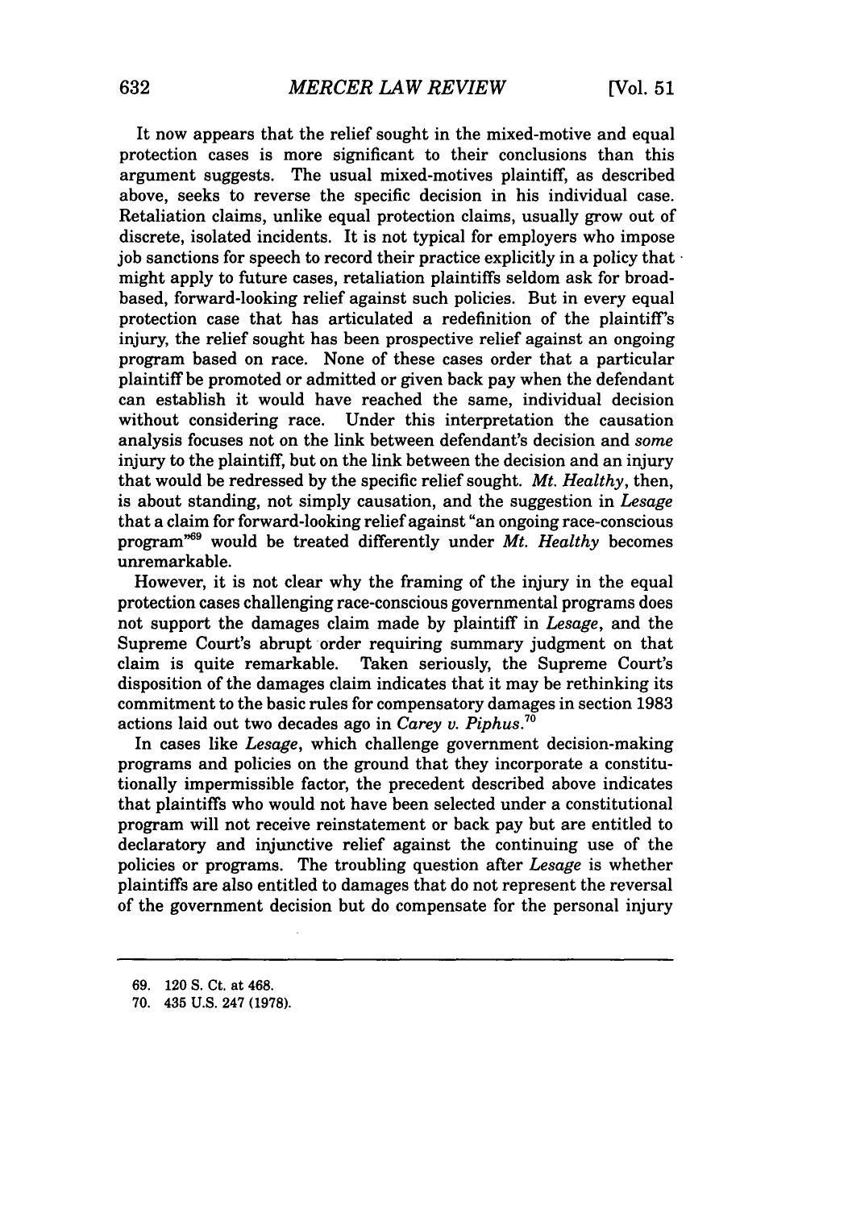It now appears that the relief sought in the mixed-motive and equal protection cases is more significant to their conclusions than this argument suggests. The usual mixed-motives plaintiff, as described above, seeks to reverse the specific decision in his individual case. Retaliation claims, unlike equal protection claims, usually grow out of discrete, isolated incidents. It is not typical for employers who impose job sanctions for speech to record their practice explicitly in a policy that might apply to future cases, retaliation plaintiffs seldom ask for broad-based, forward-looking relief against such policies. But in every equal protection case that has articulated a redefinition of the plaintiff's injury, the relief sought has been prospective relief against an ongoing program based on race. None of these cases order that a particular plaintiff be promoted or admitted or given back pay when the defendant can establish it would have reached the same, individual decision without considering race. Under this interpretation the causation analysis focuses not on the link between defendant's decision and *some* injury to the plaintiff, but on the link between the decision and an injury that would be redressed by the specific relief sought. *Mt. Healthy*, then, is about standing, not simply causation, and the suggestion in *Lesage* that a claim for forward-looking relief against "an ongoing race-conscious program"[69] would be treated differently under *Mt. Healthy* becomes unremarkable.

However, it is not clear why the framing of the injury in the equal protection cases challenging race-conscious governmental programs does not support the damages claim made by plaintiff in *Lesage*, and the Supreme Court's abrupt order requiring summary judgment on that claim is quite remarkable. Taken seriously, the Supreme Court's disposition of the damages claim indicates that it may be rethinking its commitment to the basic rules for compensatory damages in section 1983 actions laid out two decades ago in *Carey v. Piphus*.[70]

In cases like *Lesage*, which challenge government decision-making programs and policies on the ground that they incorporate a constitutionally impermissible factor, the precedent described above indicates that plaintiffs who would not have been selected under a constitutional program will not receive reinstatement or back pay but are entitled to declaratory and injunctive relief against the continuing use of the policies or programs. The troubling question after *Lesage* is whether plaintiffs are also entitled to damages that do not represent the reversal of the government decision but do compensate for the personal injury

69. 120 S. Ct. at 468.

70. 435 U.S. 247 (1978).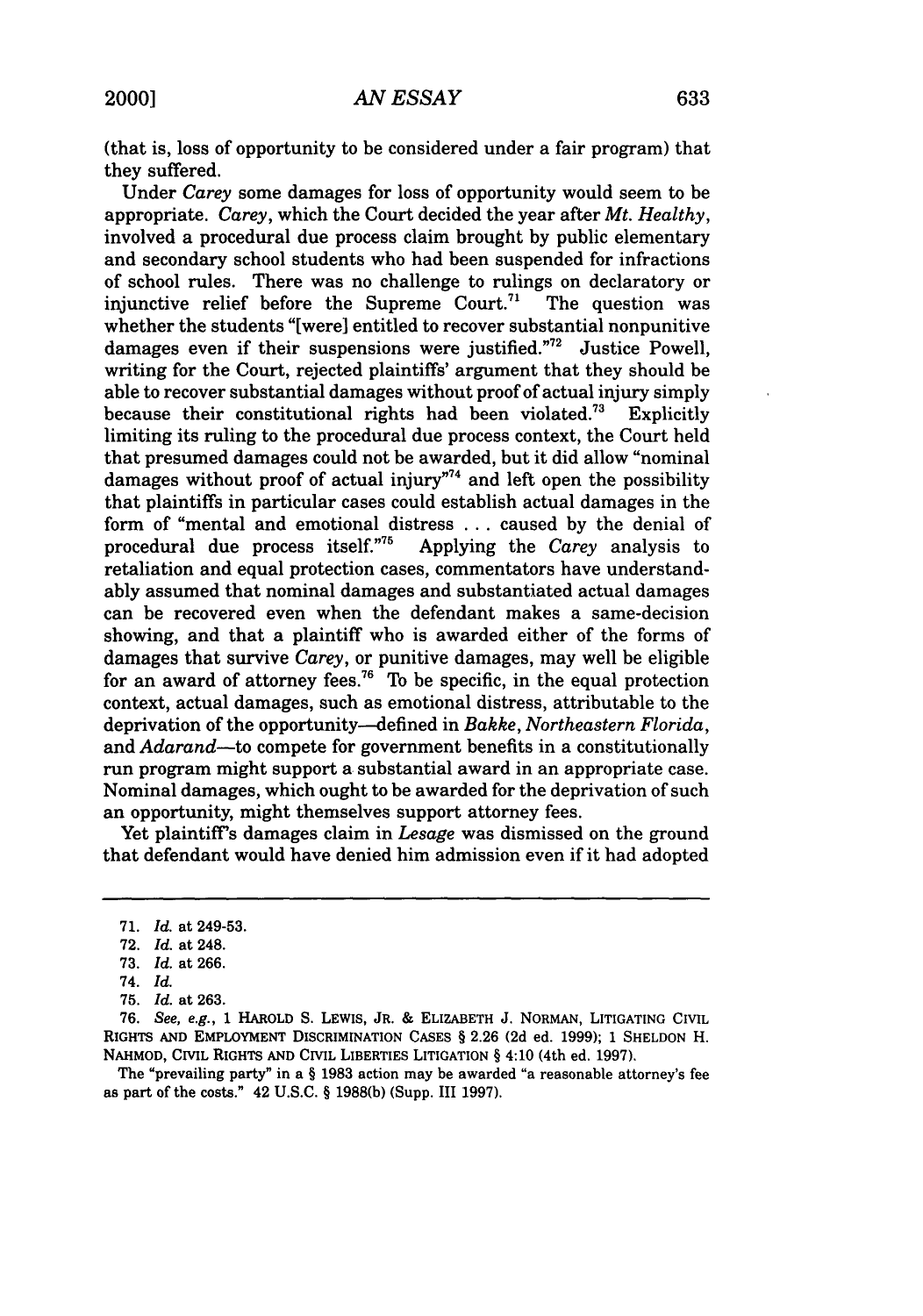(that is, loss of opportunity to be considered under a fair program) that they suffered.

Under *Carey* some damages for loss of opportunity would seem to be appropriate. *Carey*, which the Court decided the year after *Mt. Healthy*, involved a procedural due process claim brought by public elementary and secondary school students who had been suspended for infractions of school rules. There was no challenge to rulings on declaratory or injunctive relief before the Supreme Court.[71] The question was whether the students "[were] entitled to recover substantial nonpunitive damages even if their suspensions were justified."[72] Justice Powell, writing for the Court, rejected plaintiffs' argument that they should be able to recover substantial damages without proof of actual injury simply because their constitutional rights had been violated.[73] Explicitly limiting its ruling to the procedural due process context, the Court held that presumed damages could not be awarded, but it did allow "nominal damages without proof of actual injury"[74] and left open the possibility that plaintiffs in particular cases could establish actual damages in the form of "mental and emotional distress . . . caused by the denial of procedural due process itself."[75] Applying the *Carey* analysis to retaliation and equal protection cases, commentators have understandably assumed that nominal damages and substantiated actual damages can be recovered even when the defendant makes a same-decision showing, and that a plaintiff who is awarded either of the forms of damages that survive *Carey*, or punitive damages, may well be eligible for an award of attorney fees.[76] To be specific, in the equal protection context, actual damages, such as emotional distress, attributable to the deprivation of the opportunity—defined in *Bakke*, *Northeastern Florida*, and *Adarand*—to compete for government benefits in a constitutionally run program might support a substantial award in an appropriate case. Nominal damages, which ought to be awarded for the deprivation of such an opportunity, might themselves support attorney fees.

Yet plaintiff's damages claim in *Lesage* was dismissed on the ground that defendant would have denied him admission even if it had adopted

---

71. *Id.* at 249-53.

72. *Id.* at 248.

73. *Id.* at 266.

74. *Id.*

75. *Id.* at 263.

76. *See, e.g.*, 1 HAROLD S. LEWIS, JR. & ELIZABETH J. NORMAN, LITIGATING CIVIL RIGHTS AND EMPLOYMENT DISCRIMINATION CASES § 2.26 (2d ed. 1999); 1 SHELDON H. NAHMOD, CIVIL RIGHTS AND CIVIL LIBERTIES LITIGATION § 4:10 (4th ed. 1997).

The "prevailing party" in a § 1983 action may be awarded "a reasonable attorney's fee as part of the costs." 42 U.S.C. § 1988(b) (Supp. III 1997).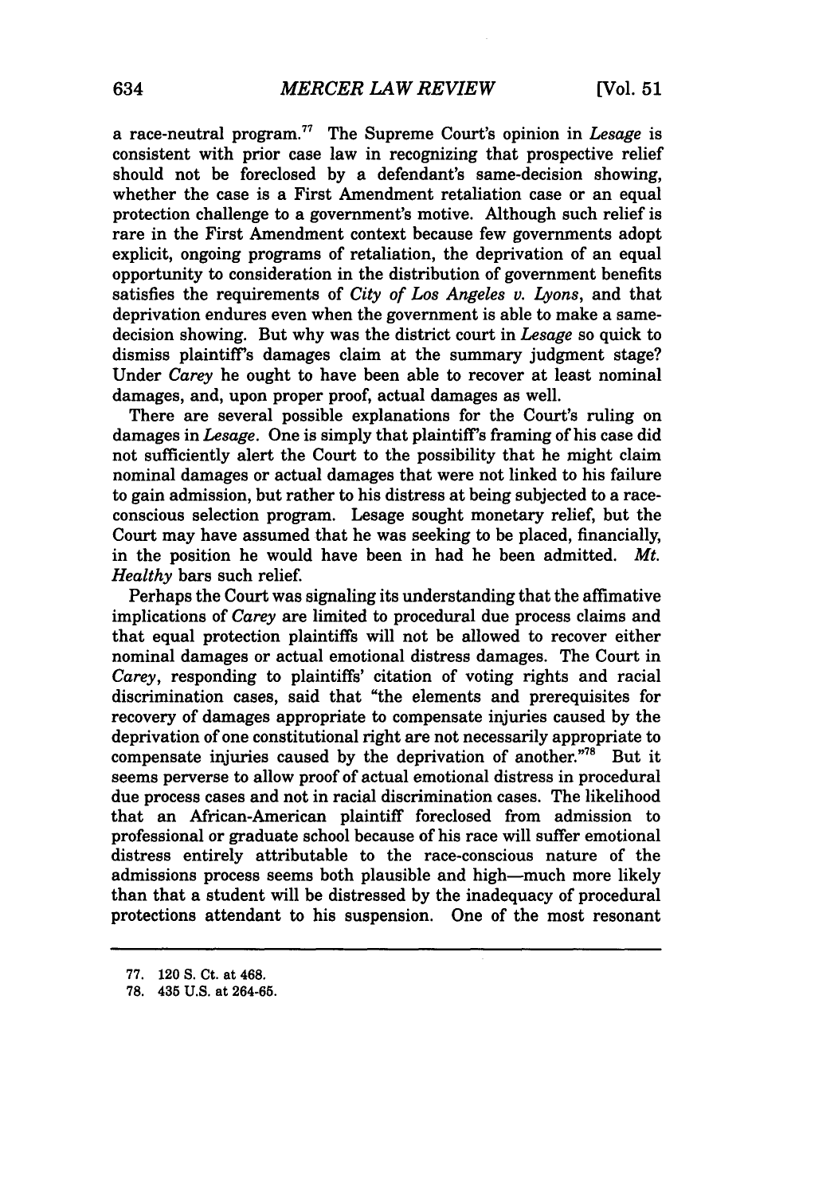a race-neutral program.[77] The Supreme Court's opinion in *Lesage* is consistent with prior case law in recognizing that prospective relief should not be foreclosed by a defendant's same-decision showing, whether the case is a First Amendment retaliation case or an equal protection challenge to a government's motive. Although such relief is rare in the First Amendment context because few governments adopt explicit, ongoing programs of retaliation, the deprivation of an equal opportunity to consideration in the distribution of government benefits satisfies the requirements of *City of Los Angeles v. Lyons*, and that deprivation endures even when the government is able to make a same-decision showing. But why was the district court in *Lesage* so quick to dismiss plaintiff's damages claim at the summary judgment stage? Under *Carey* he ought to have been able to recover at least nominal damages, and, upon proper proof, actual damages as well.

There are several possible explanations for the Court's ruling on damages in *Lesage*. One is simply that plaintiff's framing of his case did not sufficiently alert the Court to the possibility that he might claim nominal damages or actual damages that were not linked to his failure to gain admission, but rather to his distress at being subjected to a race-conscious selection program. Lesage sought monetary relief, but the Court may have assumed that he was seeking to be placed, financially, in the position he would have been in had he been admitted. *Mt. Healthy* bars such relief.

Perhaps the Court was signaling its understanding that the affimative implications of *Carey* are limited to procedural due process claims and that equal protection plaintiffs will not be allowed to recover either nominal damages or actual emotional distress damages. The Court in *Carey*, responding to plaintiffs' citation of voting rights and racial discrimination cases, said that "the elements and prerequisites for recovery of damages appropriate to compensate injuries caused by the deprivation of one constitutional right are not necessarily appropriate to compensate injuries caused by the deprivation of another."[78] But it seems perverse to allow proof of actual emotional distress in procedural due process cases and not in racial discrimination cases. The likelihood that an African-American plaintiff foreclosed from admission to professional or graduate school because of his race will suffer emotional distress entirely attributable to the race-conscious nature of the admissions process seems both plausible and high—much more likely than that a student will be distressed by the inadequacy of procedural protections attendant to his suspension. One of the most resonant

---

77. 120 S. Ct. at 468.

78. 435 U.S. at 264-65.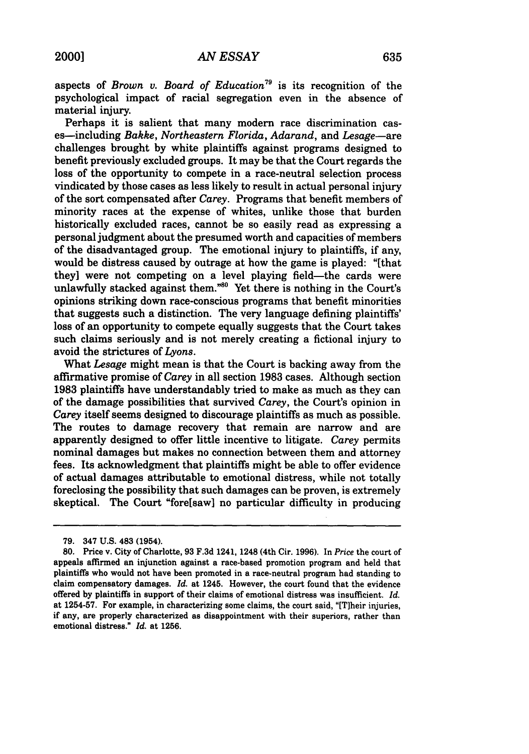aspects of *Brown v. Board of Education*[79] is its recognition of the psychological impact of racial segregation even in the absence of material injury.

Perhaps it is salient that many modern race discrimination cases—including *Bakke*, *Northeastern Florida*, *Adarand*, and *Lesage*—are challenges brought by white plaintiffs against programs designed to benefit previously excluded groups. It may be that the Court regards the loss of the opportunity to compete in a race-neutral selection process vindicated by those cases as less likely to result in actual personal injury of the sort compensated after *Carey*. Programs that benefit members of minority races at the expense of whites, unlike those that burden historically excluded races, cannot be so easily read as expressing a personal judgment about the presumed worth and capacities of members of the disadvantaged group. The emotional injury to plaintiffs, if any, would be distress caused by outrage at how the game is played: "[that they] were not competing on a level playing field—the cards were unlawfully stacked against them."[80] Yet there is nothing in the Court's opinions striking down race-conscious programs that benefit minorities that suggests such a distinction. The very language defining plaintiffs' loss of an opportunity to compete equally suggests that the Court takes such claims seriously and is not merely creating a fictional injury to avoid the strictures of *Lyons*.

What *Lesage* might mean is that the Court is backing away from the affirmative promise of *Carey* in all section 1983 cases. Although section 1983 plaintiffs have understandably tried to make as much as they can of the damage possibilities that survived *Carey*, the Court's opinion in *Carey* itself seems designed to discourage plaintiffs as much as possible. The routes to damage recovery that remain are narrow and are apparently designed to offer little incentive to litigate. *Carey* permits nominal damages but makes no connection between them and attorney fees. Its acknowledgment that plaintiffs might be able to offer evidence of actual damages attributable to emotional distress, while not totally foreclosing the possibility that such damages can be proven, is extremely skeptical. The Court "fore[saw] no particular difficulty in producing

---

79. 347 U.S. 483 (1954).

80. Price v. City of Charlotte, 93 F.3d 1241, 1248 (4th Cir. 1996). In *Price* the court of appeals affirmed an injunction against a race-based promotion program and held that plaintiffs who would not have been promoted in a race-neutral program had standing to claim compensatory damages. *Id.* at 1245. However, the court found that the evidence offered by plaintiffs in support of their claims of emotional distress was insufficient. *Id.* at 1254-57. For example, in characterizing some claims, the court said, "[T]heir injuries, if any, are properly characterized as disappointment with their superiors, rather than emotional distress." *Id.* at 1256.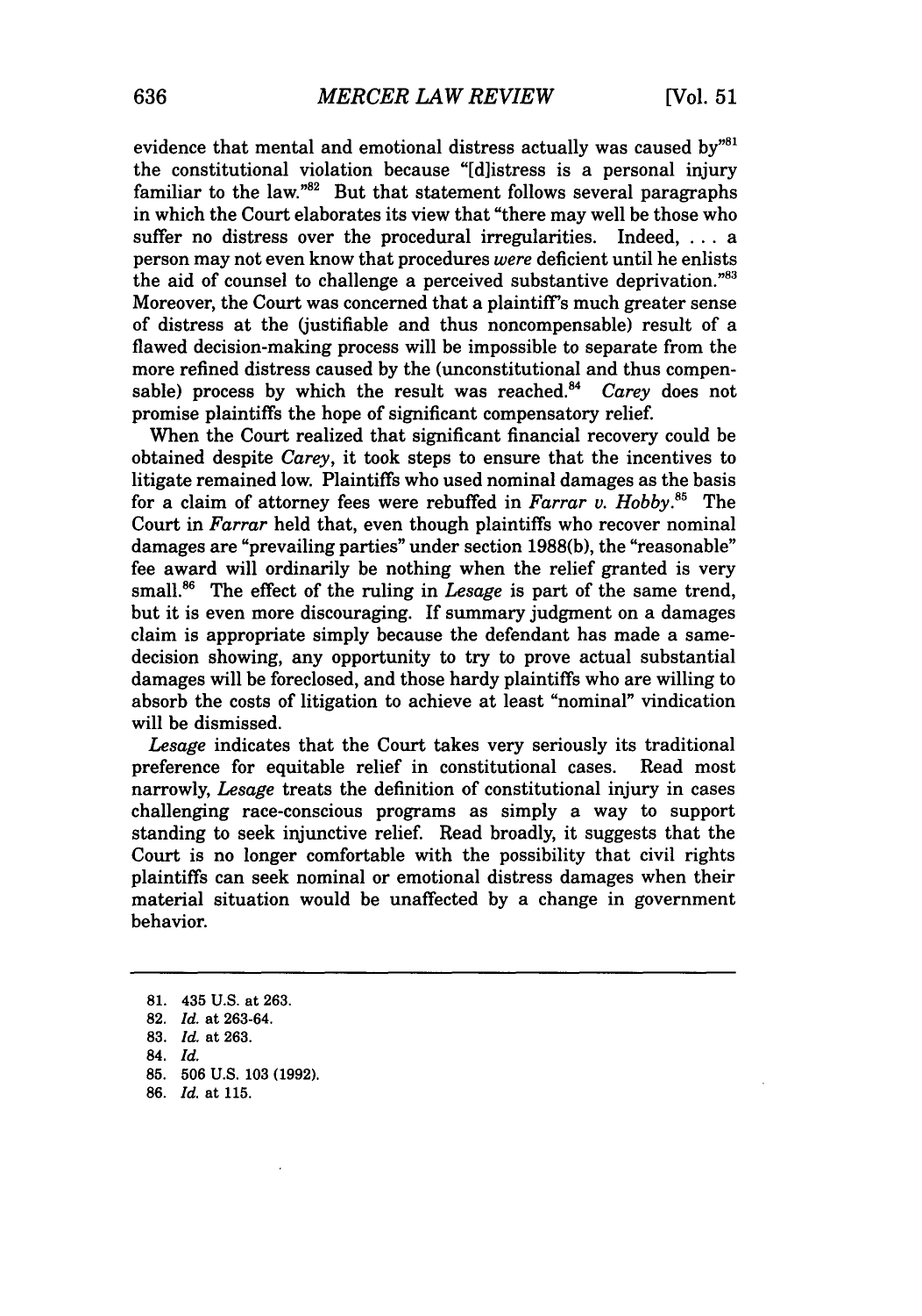evidence that mental and emotional distress actually was caused by"[81] the constitutional violation because "[d]istress is a personal injury familiar to the law."[82] But that statement follows several paragraphs in which the Court elaborates its view that "there may well be those who suffer no distress over the procedural irregularities. Indeed, . . . a person may not even know that procedures *were* deficient until he enlists the aid of counsel to challenge a perceived substantive deprivation."[83] Moreover, the Court was concerned that a plaintiff's much greater sense of distress at the (justifiable and thus noncompensable) result of a flawed decision-making process will be impossible to separate from the more refined distress caused by the (unconstitutional and thus compensable) process by which the result was reached.[84] *Carey* does not promise plaintiffs the hope of significant compensatory relief.

When the Court realized that significant financial recovery could be obtained despite *Carey*, it took steps to ensure that the incentives to litigate remained low. Plaintiffs who used nominal damages as the basis for a claim of attorney fees were rebuffed in *Farrar v. Hobby*.[85] The Court in *Farrar* held that, even though plaintiffs who recover nominal damages are "prevailing parties" under section 1988(b), the "reasonable" fee award will ordinarily be nothing when the relief granted is very small.[86] The effect of the ruling in *Lesage* is part of the same trend, but it is even more discouraging. If summary judgment on a damages claim is appropriate simply because the defendant has made a same-decision showing, any opportunity to try to prove actual substantial damages will be foreclosed, and those hardy plaintiffs who are willing to absorb the costs of litigation to achieve at least "nominal" vindication will be dismissed.

*Lesage* indicates that the Court takes very seriously its traditional preference for equitable relief in constitutional cases. Read most narrowly, *Lesage* treats the definition of constitutional injury in cases challenging race-conscious programs as simply a way to support standing to seek injunctive relief. Read broadly, it suggests that the Court is no longer comfortable with the possibility that civil rights plaintiffs can seek nominal or emotional distress damages when their material situation would be unaffected by a change in government behavior.

---

81. 435 U.S. at 263.
82. *Id.* at 263-64.
83. *Id.* at 263.
84. *Id.*
85. 506 U.S. 103 (1992).
86. *Id.* at 115.